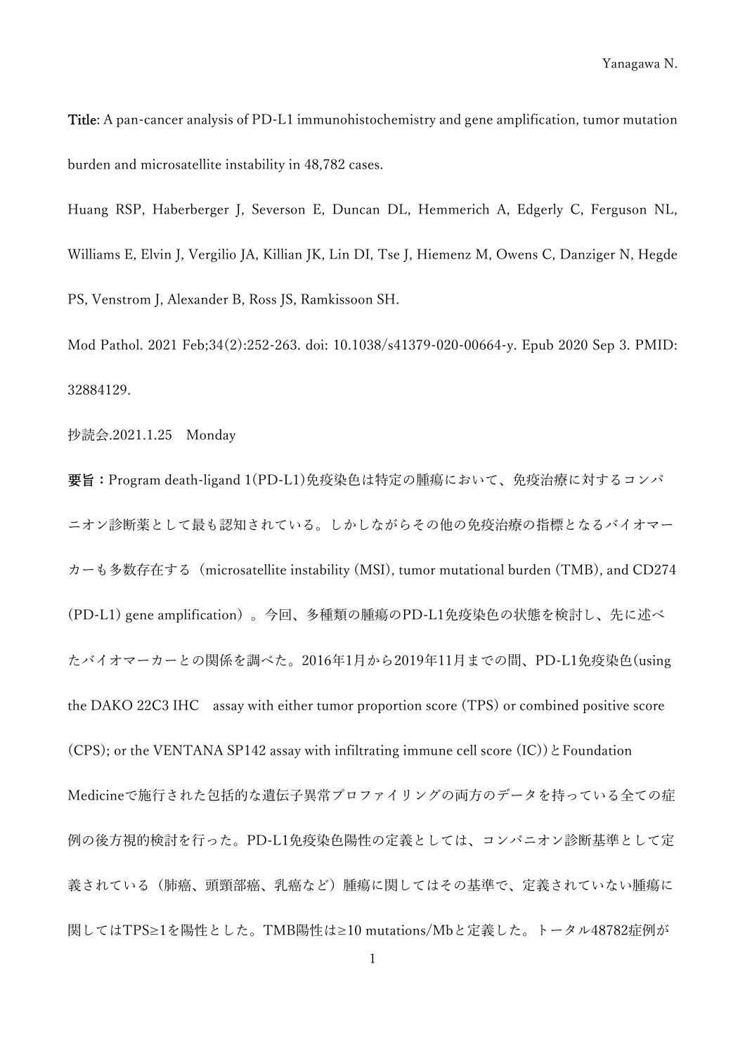**Title**: A pan-cancer analysis of PD-L1 immunohistochemistry and gene amplification, tumor mutation burden and microsatellite instability in 48,782 cases.

Huang RSP, Haberberger J, Severson E, Duncan DL, Hemmerich A, Edgerly C, Ferguson NL, Williams E, Elvin J, Vergilio JA, Killian JK, Lin DI, Tse J, Hiemenz M, Owens C, Danziger N, Hegde PS, Venstrom J, Alexander B, Ross JS, Ramkissoon SH.

Mod Pathol. 2021 Feb;34(2):252-263. doi: 10.1038/s41379-020-00664-y. Epub 2020 Sep 3. PMID: 32884129.

抄読会.2021.1.25　Monday

**要旨**：Program death-ligand 1(PD-L1)免疫染色は特定の腫瘍において、免疫治療に対するコンパニオン診断薬として最も認知されている。しかしながらその他の免疫治療の指標となるバイオマーカーも多数存在する（microsatellite instability (MSI), tumor mutational burden (TMB), and CD274 (PD-L1) gene amplification）。今回、多種類の腫瘍のPD-L1免疫染色の状態を検討し、先に述べたバイオマーカーとの関係を調べた。2016年1月から2019年11月までの間、PD-L1免疫染色(using the DAKO 22C3 IHC　assay with either tumor proportion score (TPS) or combined positive score (CPS); or the VENTANA SP142 assay with infiltrating immune cell score (IC))とFoundation Medicineで施行された包括的な遺伝子異常プロファイリングの両方のデータを持っている全ての症例の後方視的検討を行った。PD-L1免疫染色陽性の定義としては、コンパニオン診断基準として定義されている（肺癌、頭頸部癌、乳癌など）腫瘍に関してはその基準で、定義されていない腫瘍に関してはTPS≥1を陽性とした。TMB陽性は≥10 mutations/Mbと定義した。トータル48782症例が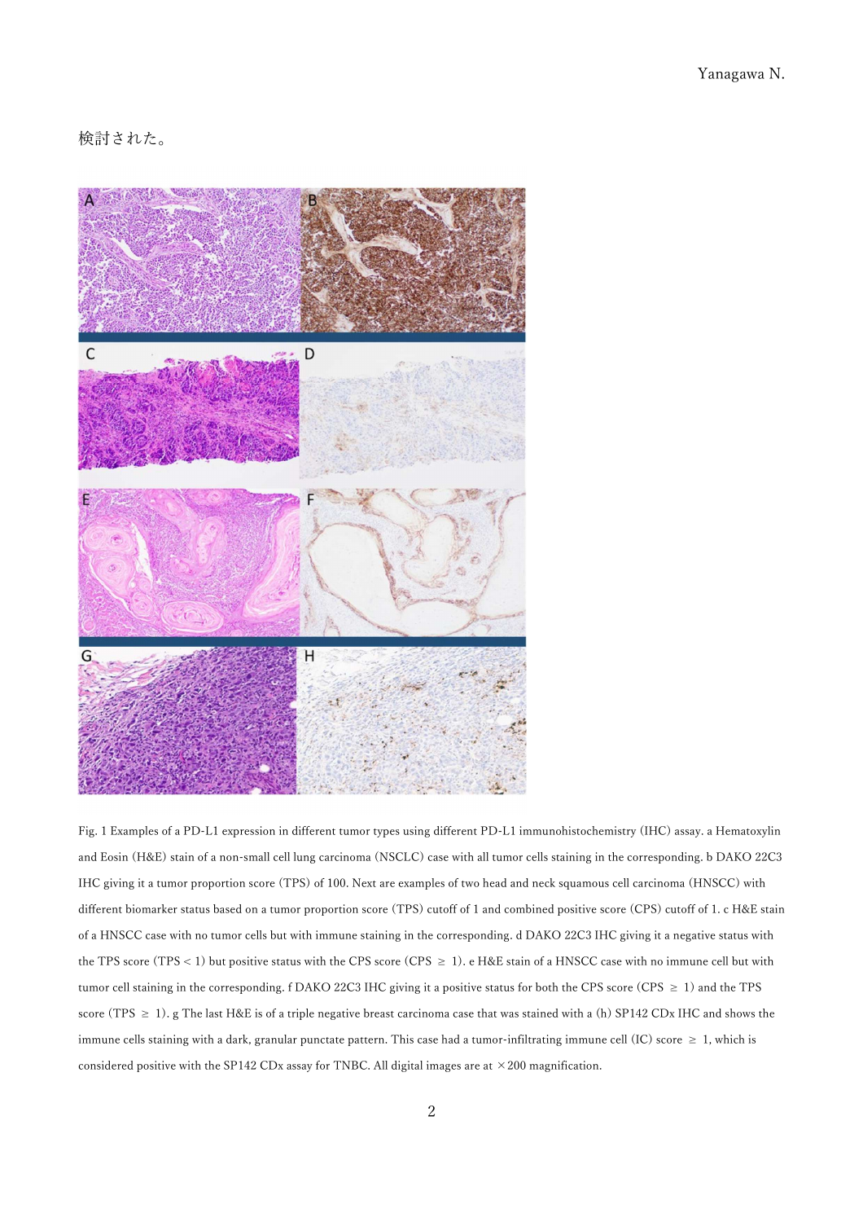検討された。

Fig. 1 Examples of a PD-L1 expression in different tumor types using different PD-L1 immunohistochemistry (IHC) assay. a Hematoxylin and Eosin (H&E) stain of a non-small cell lung carcinoma (NSCLC) case with all tumor cells staining in the corresponding. b DAKO 22C3 IHC giving it a tumor proportion score (TPS) of 100. Next are examples of two head and neck squamous cell carcinoma (HNSCC) with different biomarker status based on a tumor proportion score (TPS) cutoff of 1 and combined positive score (CPS) cutoff of 1. c H&E stain of a HNSCC case with no tumor cells but with immune staining in the corresponding. d DAKO 22C3 IHC giving it a negative status with the TPS score (TPS < 1) but positive status with the CPS score (CPS ≥ 1). e H&E stain of a HNSCC case with no immune cell but with tumor cell staining in the corresponding. f DAKO 22C3 IHC giving it a positive status for both the CPS score (CPS ≥ 1) and the TPS score (TPS ≥ 1). g The last H&E is of a triple negative breast carcinoma case that was stained with a (h) SP142 CDx IHC and shows the immune cells staining with a dark, granular punctate pattern. This case had a tumor-infiltrating immune cell (IC) score ≥ 1, which is considered positive with the SP142 CDx assay for TNBC. All digital images are at ×200 magnification.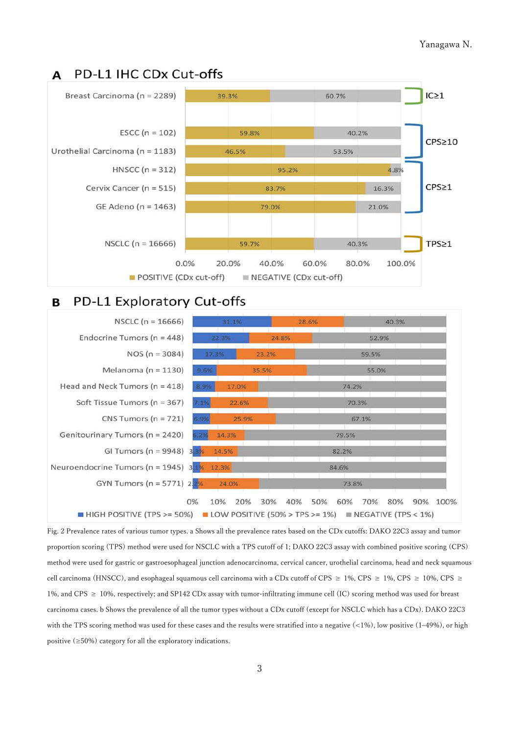## A PD-L1 IHC CDx Cut-offs

| Tumor type | POSITIVE (CDx cut-off) | NEGATIVE (CDx cut-off) | Cut-off |
|---|---|---|---|
| Breast Carcinoma (n = 2289) | 39.3% | 60.7% | IC≥1 |
| ESCC (n = 102) | 59.8% | 40.2% | CPS≥10 |
| Urothelial Carcinoma (n = 1183) | 46.5% | 53.5% | CPS≥10 |
| HNSCC (n = 312) | 95.2% | 4.8% | CPS≥1 |
| Cervix Cancer (n = 515) | 83.7% | 16.3% | CPS≥1 |
| GE Adeno (n = 1463) | 79.0% | 21.0% | CPS≥1 |
| NSCLC (n = 16666) | 59.7% | 40.3% | TPS≥1 |

## B PD-L1 Exploratory Cut-offs

| Tumor type | HIGH POSITIVE (TPS >= 50%) | LOW POSITIVE (50% > TPS >= 1%) | NEGATIVE (TPS < 1%) |
|---|---|---|---|
| NSCLC (n = 16666) | 31.1% | 28.6% | 40.3% |
| Endocrine Tumors (n = 448) | 22.3% | 24.8% | 52.9% |
| NOS (n = 3084) | 17.3% | 23.2% | 59.5% |
| Melanoma (n = 1130) | 9.6% | 35.5% | 55.0% |
| Head and Neck Tumors (n = 418) | 8.9% | 17.0% | 74.2% |
| Soft Tissue Tumors (n = 367) | 7.1% | 22.6% | 70.3% |
| CNS Tumors (n = 721) | 6.9% | 25.9% | 67.1% |
| Genitourinary Tumors (n = 2420) | 6.2% | 14.3% | 79.5% |
| GI Tumors (n = 9948) | 3.3% | 14.5% | 82.2% |
| Neuroendocrine Tumors (n = 1945) | 3.1% | 12.3% | 84.6% |
| GYN Tumors (n = 5771) | 2.2% | 24.0% | 73.8% |

Fig. 2 Prevalence rates of various tumor types. a Shows all the prevalence rates based on the CDx cutoffs: DAKO 22C3 assay and tumor proportion scoring (TPS) method were used for NSCLC with a TPS cutoff of 1; DAKO 22C3 assay with combined positive scoring (CPS) method were used for gastric or gastroesophageal junction adenocarcinoma, cervical cancer, urothelial carcinoma, head and neck squamous cell carcinoma (HNSCC), and esophageal squamous cell carcinoma with a CDx cutoff of CPS ≥ 1%, CPS ≥ 1%, CPS ≥ 10%, CPS ≥ 1%, and CPS ≥ 10%, respectively; and SP142 CDx assay with tumor-infiltrating immune cell (IC) scoring method was used for breast carcinoma cases. b Shows the prevalence of all the tumor types without a CDx cutoff (except for NSCLC which has a CDx). DAKO 22C3 with the TPS scoring method was used for these cases and the results were stratified into a negative (<1%), low positive (1–49%), or high positive (≥50%) category for all the exploratory indications.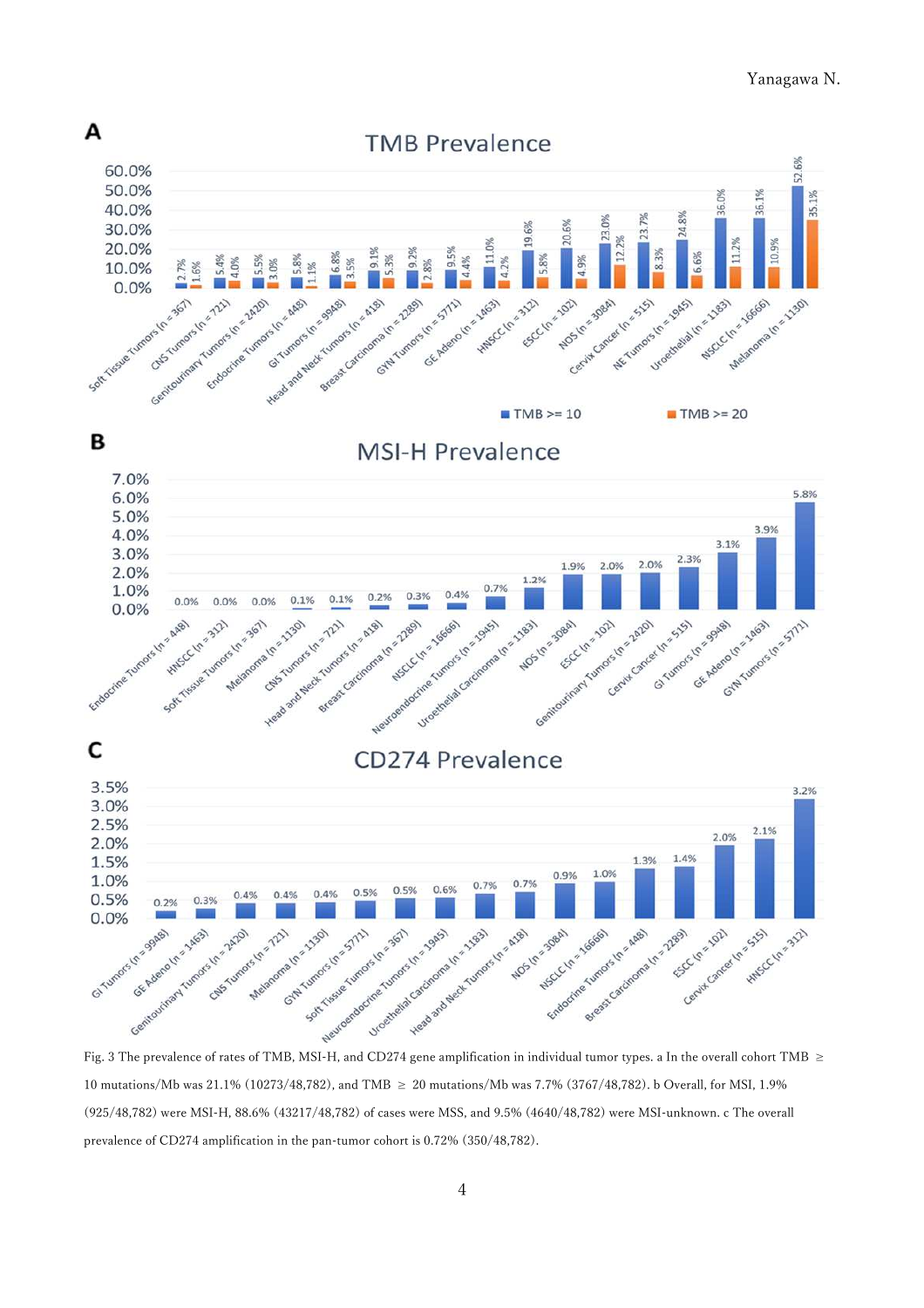Fig. 3 The prevalence of rates of TMB, MSI-H, and CD274 gene amplification in individual tumor types. a In the overall cohort TMB ≥ 10 mutations/Mb was 21.1% (10273/48,782), and TMB ≥ 20 mutations/Mb was 7.7% (3767/48,782). b Overall, for MSI, 1.9% (925/48,782) were MSI-H, 88.6% (43217/48,782) of cases were MSS, and 9.5% (4640/48,782) were MSI-unknown. c The overall prevalence of CD274 amplification in the pan-tumor cohort is 0.72% (350/48,782).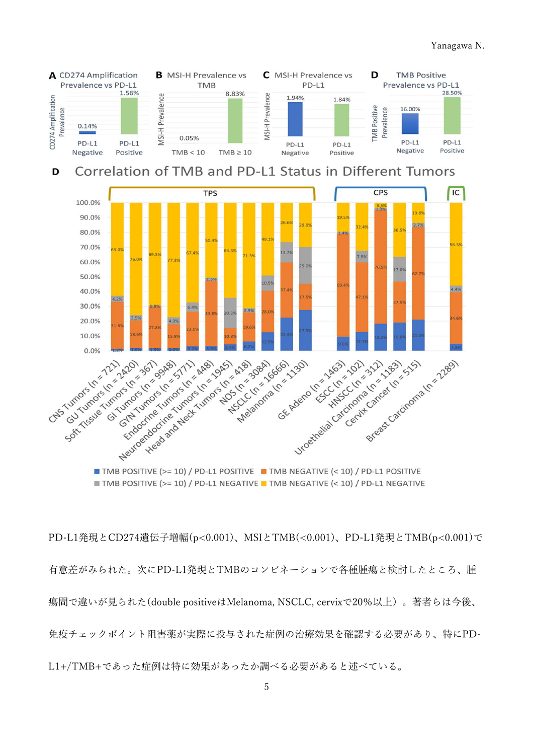PD-L1発現とCD274遺伝子増幅(p<0.001)、MSIとTMB(<0.001)、PD-L1発現とTMB(p<0.001)で有意差がみられた。次にPD-L1発現とTMBのコンビネーションで各種腫瘍と検討したところ、腫瘍間で違いが見られた(double positiveはMelanoma, NSCLC, cervixで20%以上）。著者らは今後、免疫チェックポイント阻害薬が実際に投与された症例の治療効果を確認する必要があり、特にPD-L1+/TMB+であった症例は特に効果があったか調べる必要があると述べている。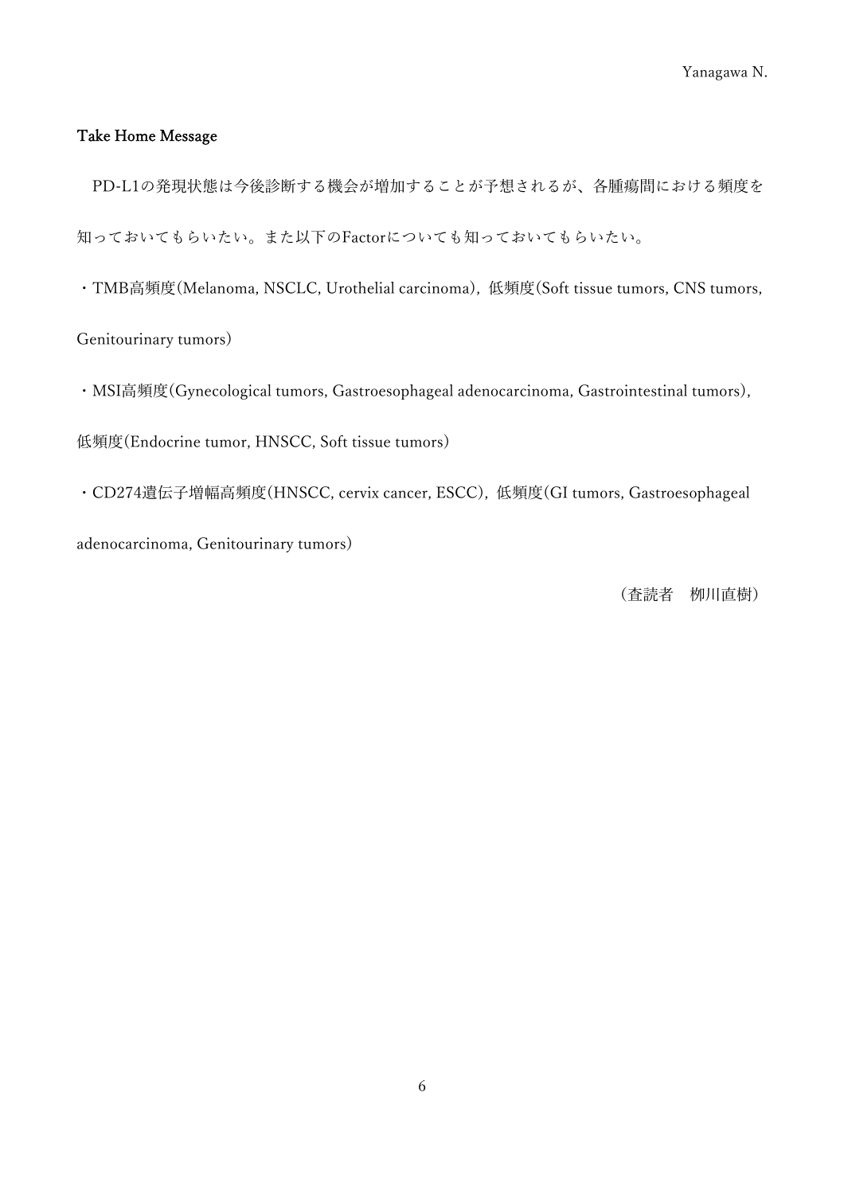## Take Home Message

PD-L1の発現状態は今後診断する機会が増加することが予想されるが、各腫瘍間における頻度を知っておいてもらいたい。また以下のFactorについても知っておいてもらいたい。

・TMB高頻度(Melanoma, NSCLC, Urothelial carcinoma)，低頻度(Soft tissue tumors, CNS tumors, Genitourinary tumors)

・MSI高頻度(Gynecological tumors, Gastroesophageal adenocarcinoma, Gastrointestinal tumors)，低頻度(Endocrine tumor, HNSCC, Soft tissue tumors)

・CD274遺伝子増幅高頻度(HNSCC, cervix cancer, ESCC)，低頻度(GI tumors, Gastroesophageal adenocarcinoma, Genitourinary tumors)

（査読者　柳川直樹）